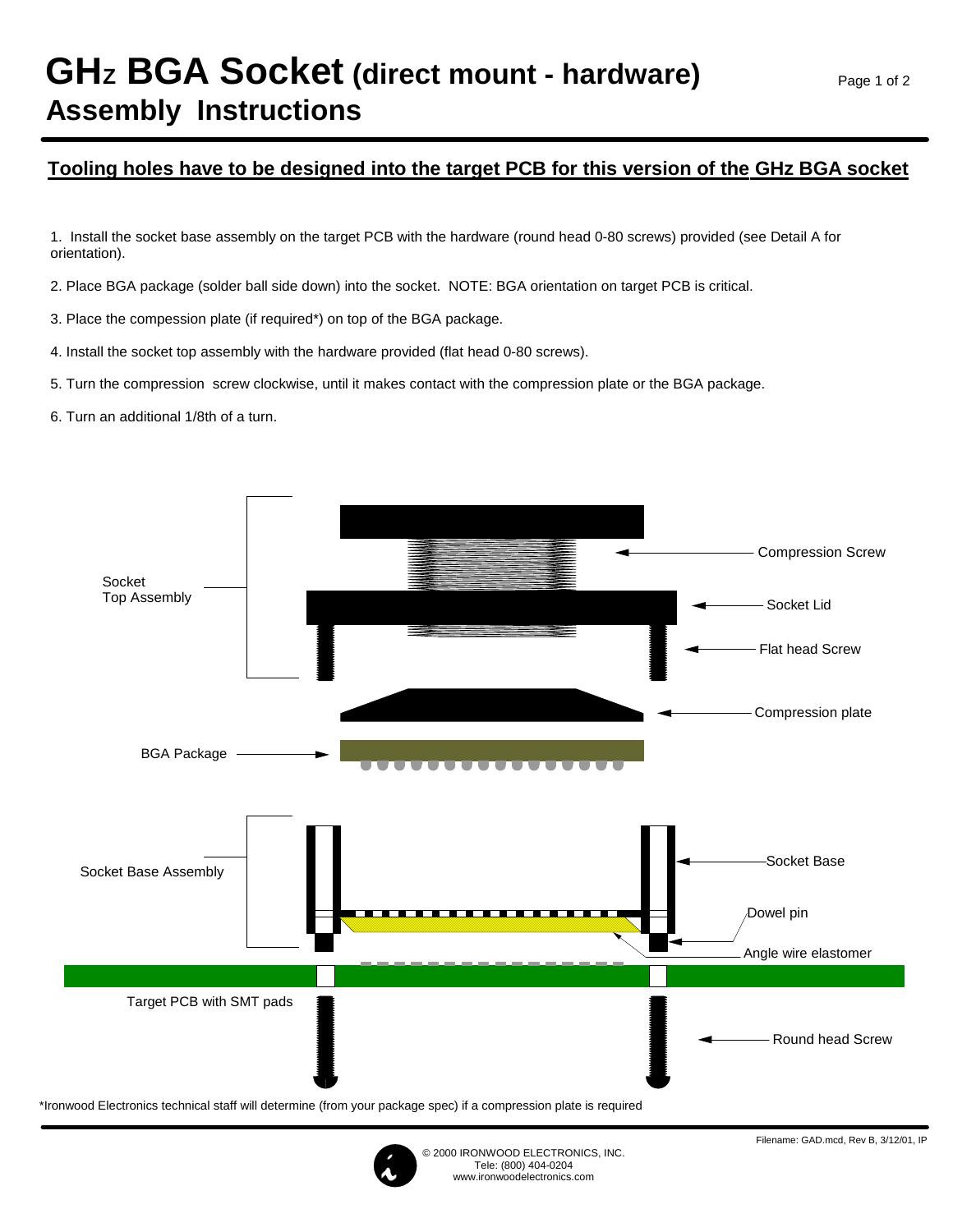# GHz BGA Socket (direct mount - hardware)
## Assembly Instructions

**Tooling holes have to be designed into the target PCB for this version of the GHz BGA socket**

1. Install the socket base assembly on the target PCB with the hardware (round head 0-80 screws) provided (see Detail A for orientation).

2. Place BGA package (solder ball side down) into the socket. NOTE: BGA orientation on target PCB is critical.

3. Place the compession plate (if required*) on top of the BGA package.

4. Install the socket top assembly with the hardware provided (flat head 0-80 screws).

5. Turn the compression screw clockwise, until it makes contact with the compression plate or the BGA package.

6. Turn an additional 1/8th of a turn.

Socket Top Assembly

Compression Screw

Socket Lid

Flat head Screw

Compression plate

BGA Package

Socket Base Assembly

Socket Base

Dowel pin

Angle wire elastomer

Target PCB with SMT pads

Round head Screw

*Ironwood Electronics technical staff will determine (from your package spec) if a compression plate is required

Filename: GAD.mcd, Rev B, 3/12/01, IP

© 2000 IRONWOOD ELECTRONICS, INC.
Tele: (800) 404-0204
www.ironwoodelectronics.com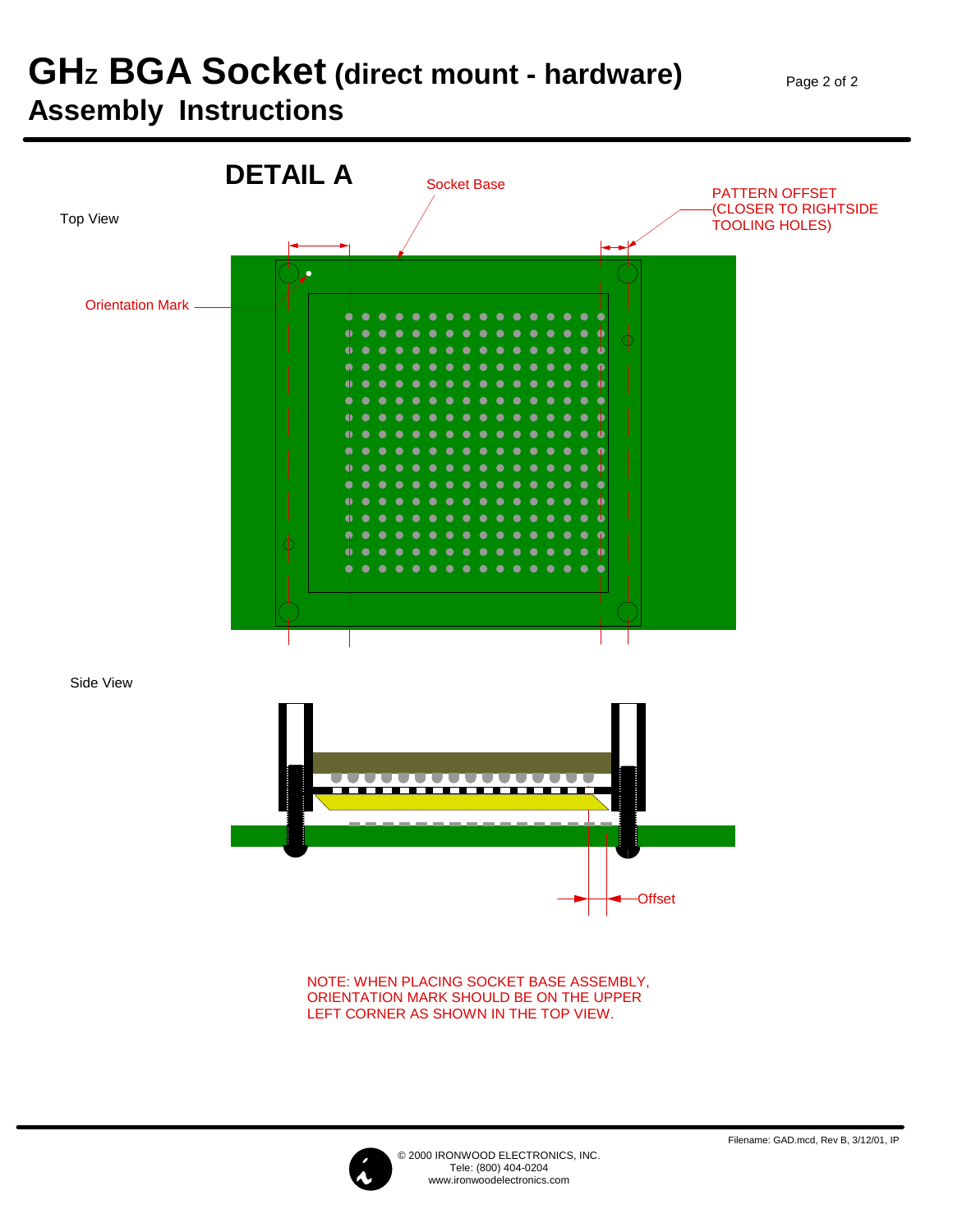# GHz BGA Socket (direct mount - hardware)
## Assembly Instructions

### DETAIL A

Top View

Socket Base

PATTERN OFFSET (CLOSER TO RIGHTSIDE TOOLING HOLES)

Orientation Mark

Side View

Offset

NOTE: WHEN PLACING SOCKET BASE ASSEMBLY, ORIENTATION MARK SHOULD BE ON THE UPPER LEFT CORNER AS SHOWN IN THE TOP VIEW.

Filename: GAD.mcd, Rev B, 3/12/01, IP

© 2000 IRONWOOD ELECTRONICS, INC.
Tele: (800) 404-0204
www.ironwoodelectronics.com